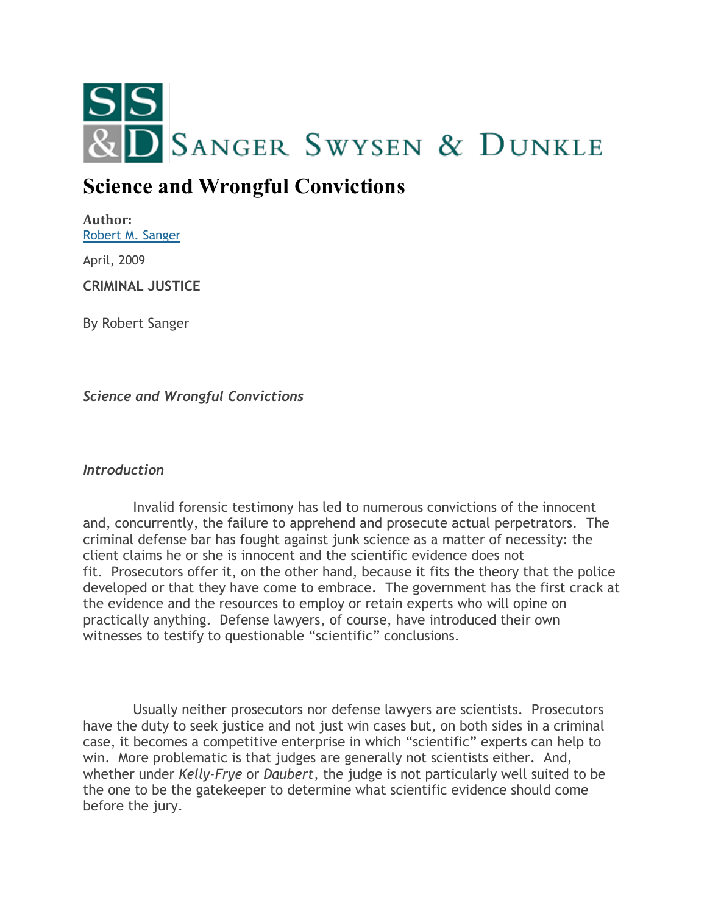SANGER SWYSEN & DUNKLE

# Science and Wrongful Convictions

**Author:**
Robert M. Sanger

April, 2009

**CRIMINAL JUSTICE**

By Robert Sanger

*Science and Wrongful Convictions*

*Introduction*

Invalid forensic testimony has led to numerous convictions of the innocent and, concurrently, the failure to apprehend and prosecute actual perpetrators. The criminal defense bar has fought against junk science as a matter of necessity: the client claims he or she is innocent and the scientific evidence does not fit. Prosecutors offer it, on the other hand, because it fits the theory that the police developed or that they have come to embrace. The government has the first crack at the evidence and the resources to employ or retain experts who will opine on practically anything. Defense lawyers, of course, have introduced their own witnesses to testify to questionable "scientific" conclusions.

Usually neither prosecutors nor defense lawyers are scientists. Prosecutors have the duty to seek justice and not just win cases but, on both sides in a criminal case, it becomes a competitive enterprise in which "scientific" experts can help to win. More problematic is that judges are generally not scientists either. And, whether under *Kelly-Frye* or *Daubert*, the judge is not particularly well suited to be the one to be the gatekeeper to determine what scientific evidence should come before the jury.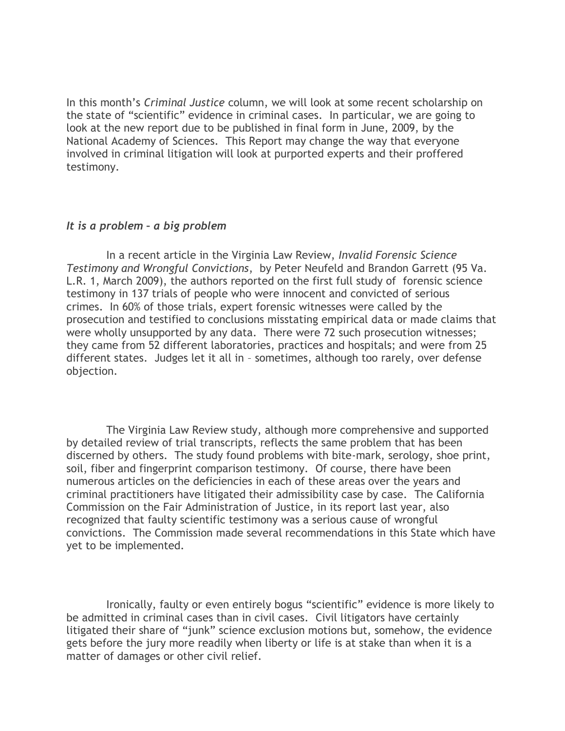In this month's *Criminal Justice* column, we will look at some recent scholarship on the state of "scientific" evidence in criminal cases. In particular, we are going to look at the new report due to be published in final form in June, 2009, by the National Academy of Sciences. This Report may change the way that everyone involved in criminal litigation will look at purported experts and their proffered testimony.

### *It is a problem – a big problem*

In a recent article in the Virginia Law Review, *Invalid Forensic Science Testimony and Wrongful Convictions*, by Peter Neufeld and Brandon Garrett (95 Va. L.R. 1, March 2009), the authors reported on the first full study of forensic science testimony in 137 trials of people who were innocent and convicted of serious crimes. In 60% of those trials, expert forensic witnesses were called by the prosecution and testified to conclusions misstating empirical data or made claims that were wholly unsupported by any data. There were 72 such prosecution witnesses; they came from 52 different laboratories, practices and hospitals; and were from 25 different states. Judges let it all in – sometimes, although too rarely, over defense objection.

The Virginia Law Review study, although more comprehensive and supported by detailed review of trial transcripts, reflects the same problem that has been discerned by others. The study found problems with bite-mark, serology, shoe print, soil, fiber and fingerprint comparison testimony. Of course, there have been numerous articles on the deficiencies in each of these areas over the years and criminal practitioners have litigated their admissibility case by case. The California Commission on the Fair Administration of Justice, in its report last year, also recognized that faulty scientific testimony was a serious cause of wrongful convictions. The Commission made several recommendations in this State which have yet to be implemented.

Ironically, faulty or even entirely bogus "scientific" evidence is more likely to be admitted in criminal cases than in civil cases. Civil litigators have certainly litigated their share of "junk" science exclusion motions but, somehow, the evidence gets before the jury more readily when liberty or life is at stake than when it is a matter of damages or other civil relief.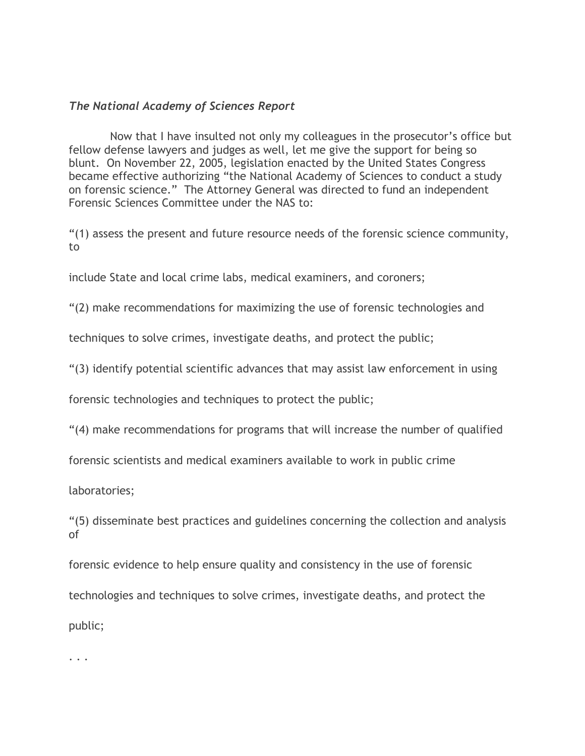*The National Academy of Sciences Report*

Now that I have insulted not only my colleagues in the prosecutor's office but fellow defense lawyers and judges as well, let me give the support for being so blunt. On November 22, 2005, legislation enacted by the United States Congress became effective authorizing "the National Academy of Sciences to conduct a study on forensic science." The Attorney General was directed to fund an independent Forensic Sciences Committee under the NAS to:

"(1) assess the present and future resource needs of the forensic science community, to include State and local crime labs, medical examiners, and coroners;

"(2) make recommendations for maximizing the use of forensic technologies and techniques to solve crimes, investigate deaths, and protect the public;

"(3) identify potential scientific advances that may assist law enforcement in using forensic technologies and techniques to protect the public;

"(4) make recommendations for programs that will increase the number of qualified forensic scientists and medical examiners available to work in public crime laboratories;

"(5) disseminate best practices and guidelines concerning the collection and analysis of forensic evidence to help ensure quality and consistency in the use of forensic technologies and techniques to solve crimes, investigate deaths, and protect the public;

. . .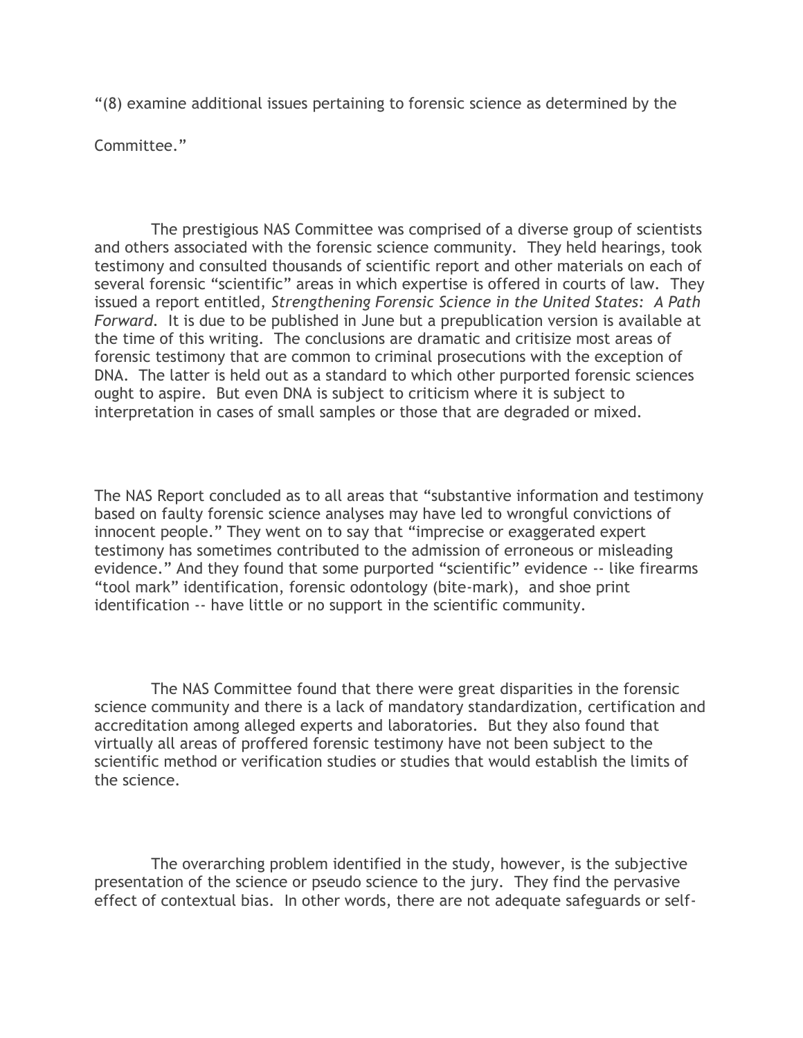"(8) examine additional issues pertaining to forensic science as determined by the Committee."

The prestigious NAS Committee was comprised of a diverse group of scientists and others associated with the forensic science community. They held hearings, took testimony and consulted thousands of scientific report and other materials on each of several forensic "scientific" areas in which expertise is offered in courts of law. They issued a report entitled, *Strengthening Forensic Science in the United States: A Path Forward*. It is due to be published in June but a prepublication version is available at the time of this writing. The conclusions are dramatic and critisize most areas of forensic testimony that are common to criminal prosecutions with the exception of DNA. The latter is held out as a standard to which other purported forensic sciences ought to aspire. But even DNA is subject to criticism where it is subject to interpretation in cases of small samples or those that are degraded or mixed.

The NAS Report concluded as to all areas that "substantive information and testimony based on faulty forensic science analyses may have led to wrongful convictions of innocent people." They went on to say that "imprecise or exaggerated expert testimony has sometimes contributed to the admission of erroneous or misleading evidence." And they found that some purported "scientific" evidence -- like firearms "tool mark" identification, forensic odontology (bite-mark), and shoe print identification -- have little or no support in the scientific community.

The NAS Committee found that there were great disparities in the forensic science community and there is a lack of mandatory standardization, certification and accreditation among alleged experts and laboratories. But they also found that virtually all areas of proffered forensic testimony have not been subject to the scientific method or verification studies or studies that would establish the limits of the science.

The overarching problem identified in the study, however, is the subjective presentation of the science or pseudo science to the jury. They find the pervasive effect of contextual bias. In other words, there are not adequate safeguards or self-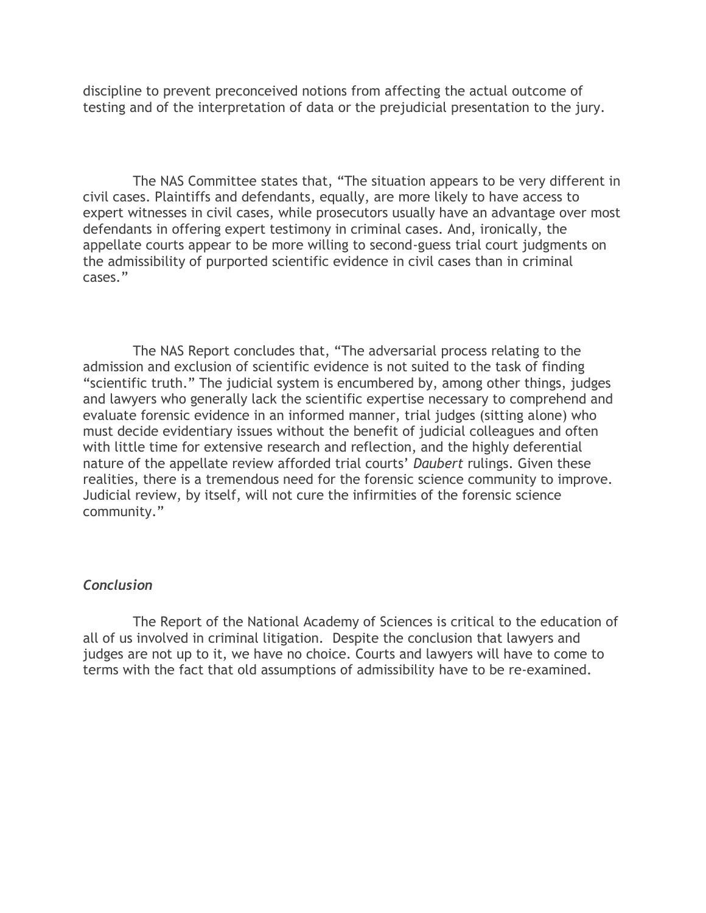discipline to prevent preconceived notions from affecting the actual outcome of testing and of the interpretation of data or the prejudicial presentation to the jury.

The NAS Committee states that, "The situation appears to be very different in civil cases. Plaintiffs and defendants, equally, are more likely to have access to expert witnesses in civil cases, while prosecutors usually have an advantage over most defendants in offering expert testimony in criminal cases. And, ironically, the appellate courts appear to be more willing to second-guess trial court judgments on the admissibility of purported scientific evidence in civil cases than in criminal cases."

The NAS Report concludes that, "The adversarial process relating to the admission and exclusion of scientific evidence is not suited to the task of finding "scientific truth." The judicial system is encumbered by, among other things, judges and lawyers who generally lack the scientific expertise necessary to comprehend and evaluate forensic evidence in an informed manner, trial judges (sitting alone) who must decide evidentiary issues without the benefit of judicial colleagues and often with little time for extensive research and reflection, and the highly deferential nature of the appellate review afforded trial courts' *Daubert* rulings. Given these realities, there is a tremendous need for the forensic science community to improve. Judicial review, by itself, will not cure the infirmities of the forensic science community."

***Conclusion***

The Report of the National Academy of Sciences is critical to the education of all of us involved in criminal litigation. Despite the conclusion that lawyers and judges are not up to it, we have no choice. Courts and lawyers will have to come to terms with the fact that old assumptions of admissibility have to be re-examined.